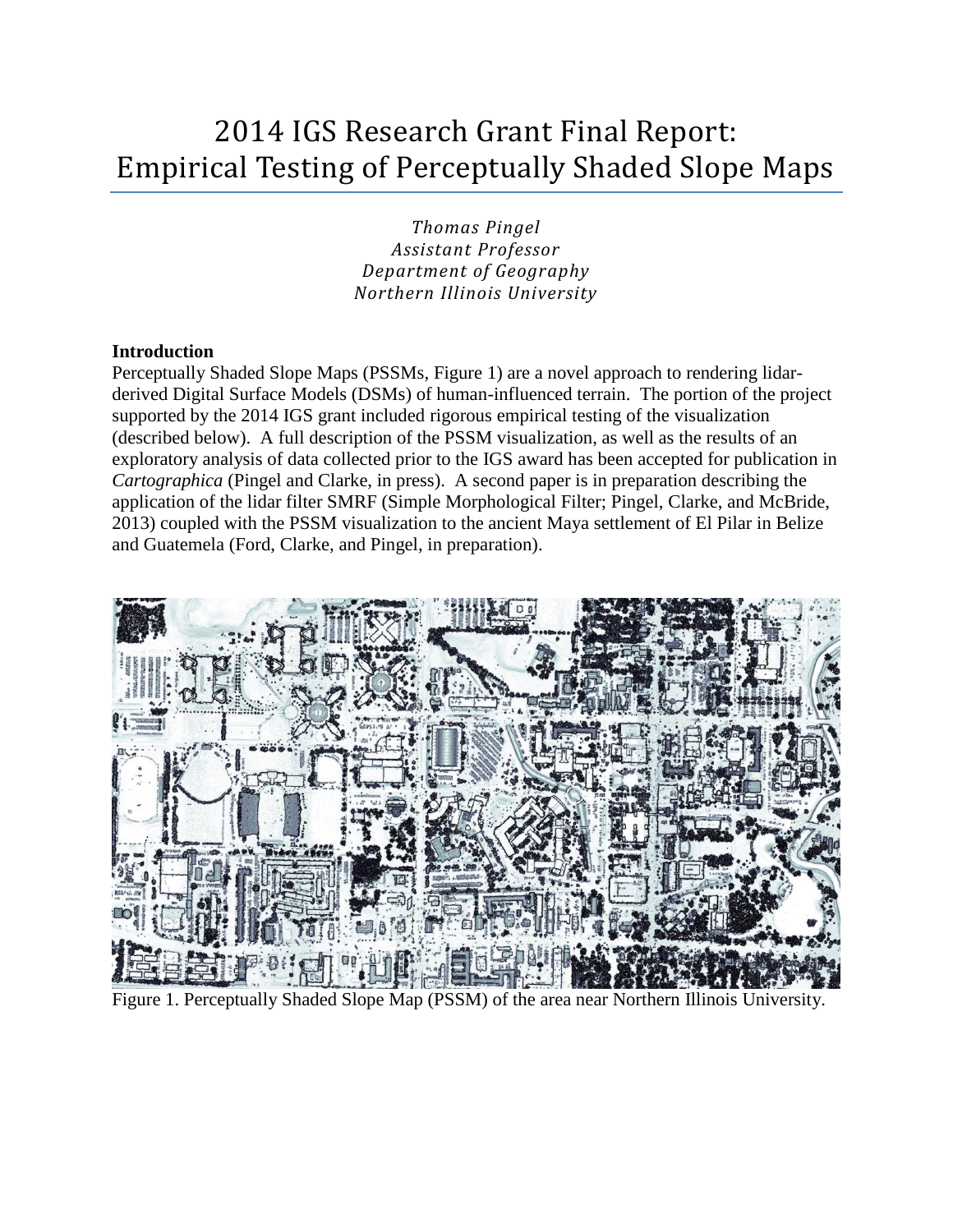# 2014 IGS Research Grant Final Report: Empirical Testing of Perceptually Shaded Slope Maps

*Thomas Pingel*
*Assistant Professor*
*Department of Geography*
*Northern Illinois University*

**Introduction**

Perceptually Shaded Slope Maps (PSSMs, Figure 1) are a novel approach to rendering lidar-derived Digital Surface Models (DSMs) of human-influenced terrain. The portion of the project supported by the 2014 IGS grant included rigorous empirical testing of the visualization (described below). A full description of the PSSM visualization, as well as the results of an exploratory analysis of data collected prior to the IGS award has been accepted for publication in *Cartographica* (Pingel and Clarke, in press). A second paper is in preparation describing the application of the lidar filter SMRF (Simple Morphological Filter; Pingel, Clarke, and McBride, 2013) coupled with the PSSM visualization to the ancient Maya settlement of El Pilar in Belize and Guatemela (Ford, Clarke, and Pingel, in preparation).

Figure 1. Perceptually Shaded Slope Map (PSSM) of the area near Northern Illinois University.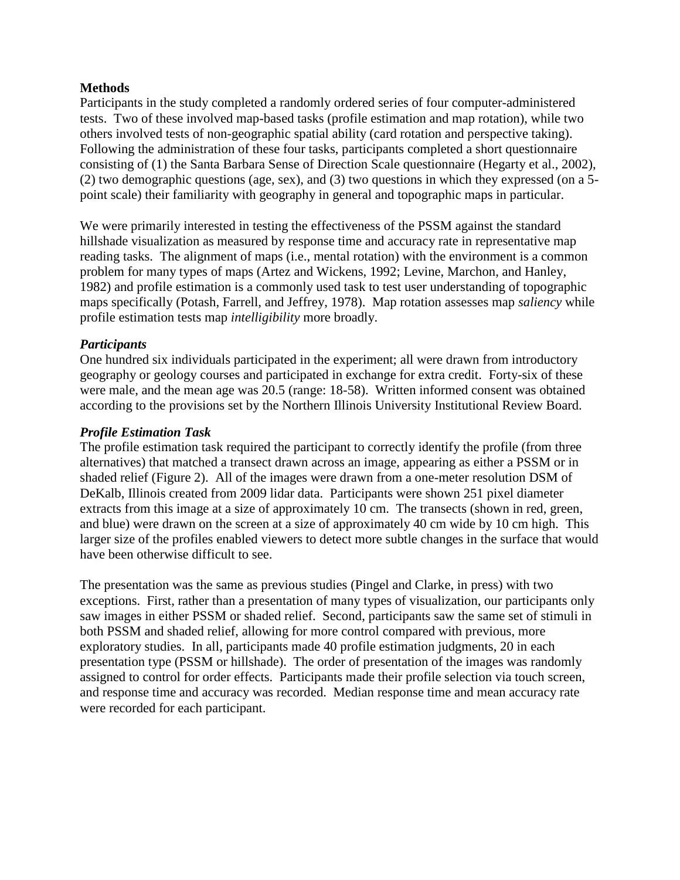## Methods

Participants in the study completed a randomly ordered series of four computer-administered tests. Two of these involved map-based tasks (profile estimation and map rotation), while two others involved tests of non-geographic spatial ability (card rotation and perspective taking). Following the administration of these four tasks, participants completed a short questionnaire consisting of (1) the Santa Barbara Sense of Direction Scale questionnaire (Hegarty et al., 2002), (2) two demographic questions (age, sex), and (3) two questions in which they expressed (on a 5-point scale) their familiarity with geography in general and topographic maps in particular.

We were primarily interested in testing the effectiveness of the PSSM against the standard hillshade visualization as measured by response time and accuracy rate in representative map reading tasks. The alignment of maps (i.e., mental rotation) with the environment is a common problem for many types of maps (Artez and Wickens, 1992; Levine, Marchon, and Hanley, 1982) and profile estimation is a commonly used task to test user understanding of topographic maps specifically (Potash, Farrell, and Jeffrey, 1978). Map rotation assesses map *saliency* while profile estimation tests map *intelligibility* more broadly.

### *Participants*

One hundred six individuals participated in the experiment; all were drawn from introductory geography or geology courses and participated in exchange for extra credit. Forty-six of these were male, and the mean age was 20.5 (range: 18-58). Written informed consent was obtained according to the provisions set by the Northern Illinois University Institutional Review Board.

### *Profile Estimation Task*

The profile estimation task required the participant to correctly identify the profile (from three alternatives) that matched a transect drawn across an image, appearing as either a PSSM or in shaded relief (Figure 2). All of the images were drawn from a one-meter resolution DSM of DeKalb, Illinois created from 2009 lidar data. Participants were shown 251 pixel diameter extracts from this image at a size of approximately 10 cm. The transects (shown in red, green, and blue) were drawn on the screen at a size of approximately 40 cm wide by 10 cm high. This larger size of the profiles enabled viewers to detect more subtle changes in the surface that would have been otherwise difficult to see.

The presentation was the same as previous studies (Pingel and Clarke, in press) with two exceptions. First, rather than a presentation of many types of visualization, our participants only saw images in either PSSM or shaded relief. Second, participants saw the same set of stimuli in both PSSM and shaded relief, allowing for more control compared with previous, more exploratory studies. In all, participants made 40 profile estimation judgments, 20 in each presentation type (PSSM or hillshade). The order of presentation of the images was randomly assigned to control for order effects. Participants made their profile selection via touch screen, and response time and accuracy was recorded. Median response time and mean accuracy rate were recorded for each participant.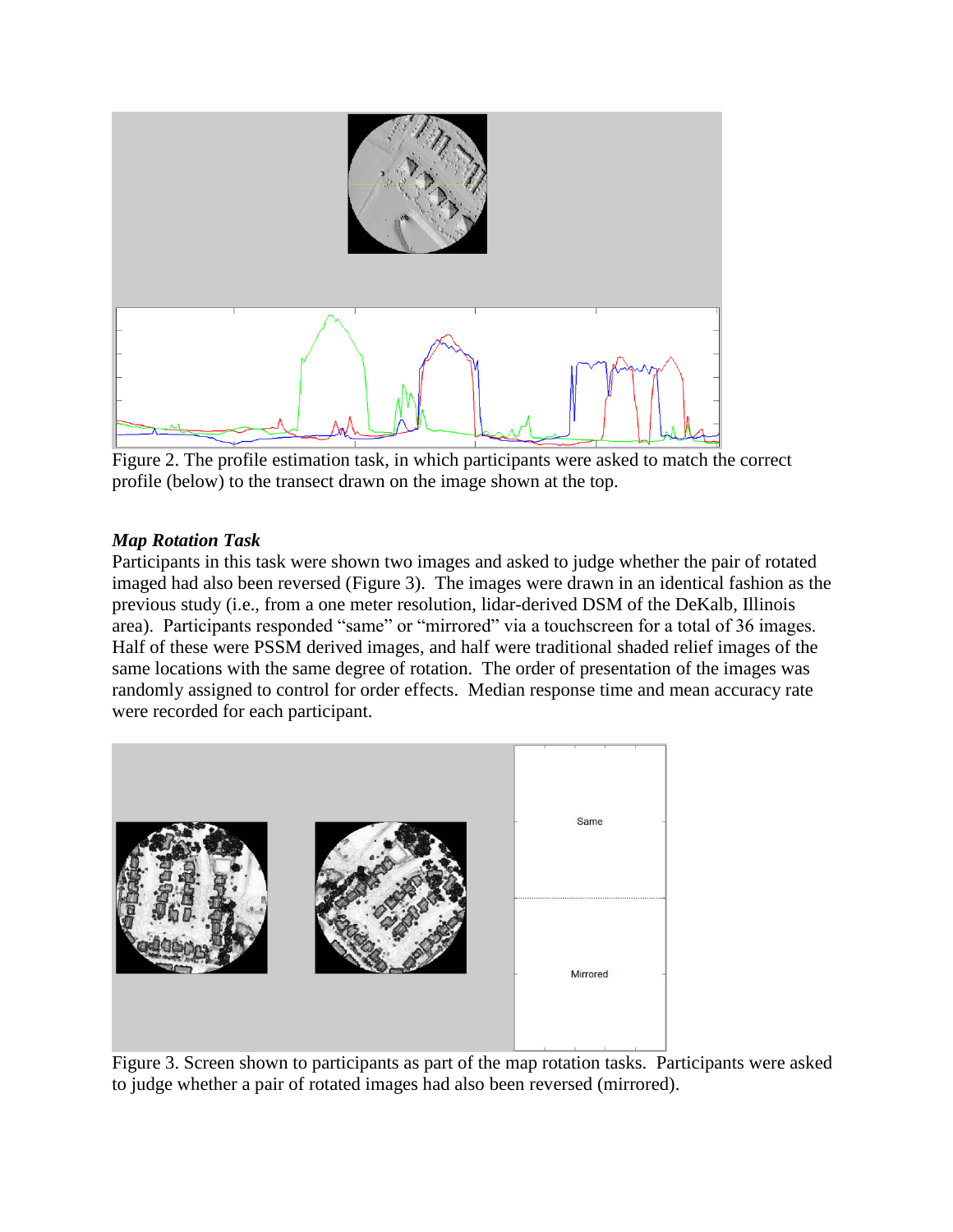Figure 2. The profile estimation task, in which participants were asked to match the correct profile (below) to the transect drawn on the image shown at the top.

### *Map Rotation Task*

Participants in this task were shown two images and asked to judge whether the pair of rotated imaged had also been reversed (Figure 3). The images were drawn in an identical fashion as the previous study (i.e., from a one meter resolution, lidar-derived DSM of the DeKalb, Illinois area). Participants responded "same" or "mirrored" via a touchscreen for a total of 36 images. Half of these were PSSM derived images, and half were traditional shaded relief images of the same locations with the same degree of rotation. The order of presentation of the images was randomly assigned to control for order effects. Median response time and mean accuracy rate were recorded for each participant.

Figure 3. Screen shown to participants as part of the map rotation tasks. Participants were asked to judge whether a pair of rotated images had also been reversed (mirrored).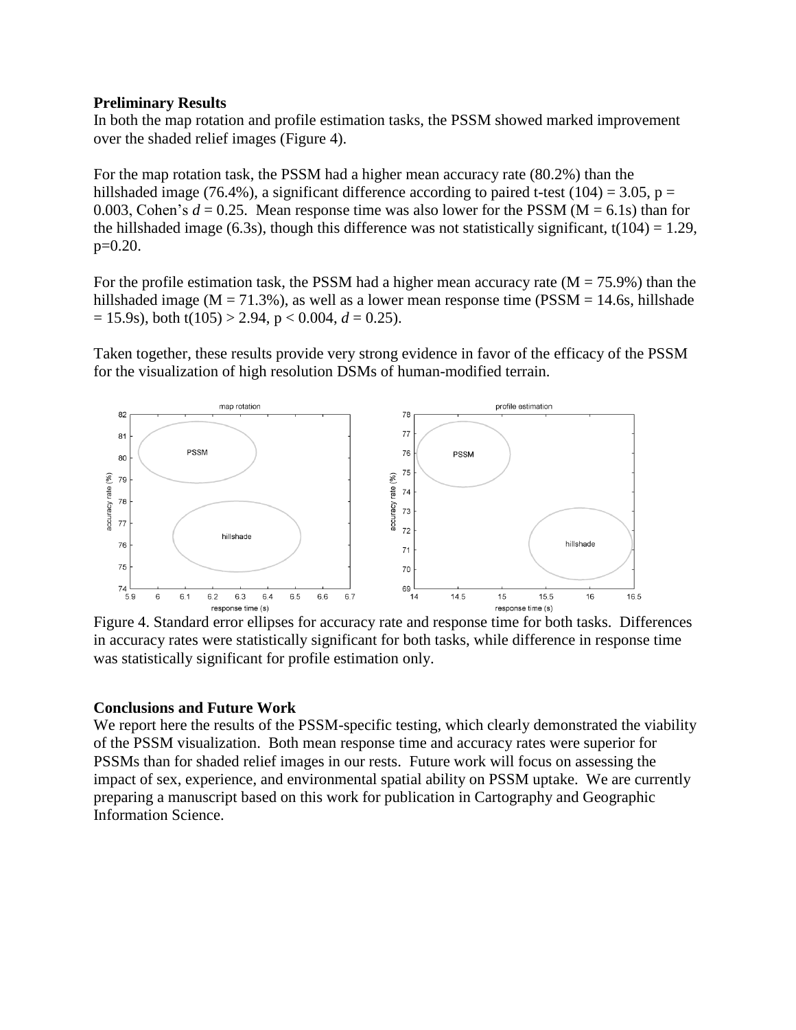**Preliminary Results**

In both the map rotation and profile estimation tasks, the PSSM showed marked improvement over the shaded relief images (Figure 4).

For the map rotation task, the PSSM had a higher mean accuracy rate (80.2%) than the hillshaded image (76.4%), a significant difference according to paired t-test (104) = 3.05, p = 0.003, Cohen's $d = 0.25$. Mean response time was also lower for the PSSM (M = 6.1s) than for the hillshaded image (6.3s), though this difference was not statistically significant, $t(104) = 1.29$, $p=0.20$.

For the profile estimation task, the PSSM had a higher mean accuracy rate (M = 75.9%) than the hillshaded image (M = 71.3%), as well as a lower mean response time (PSSM = 14.6s, hillshade = 15.9s), both $t(105) > 2.94$, $p < 0.004$, $d = 0.25$).

Taken together, these results provide very strong evidence in favor of the efficacy of the PSSM for the visualization of high resolution DSMs of human-modified terrain.

Figure 4. Standard error ellipses for accuracy rate and response time for both tasks. Differences in accuracy rates were statistically significant for both tasks, while difference in response time was statistically significant for profile estimation only.

**Conclusions and Future Work**

We report here the results of the PSSM-specific testing, which clearly demonstrated the viability of the PSSM visualization. Both mean response time and accuracy rates were superior for PSSMs than for shaded relief images in our rests. Future work will focus on assessing the impact of sex, experience, and environmental spatial ability on PSSM uptake. We are currently preparing a manuscript based on this work for publication in Cartography and Geographic Information Science.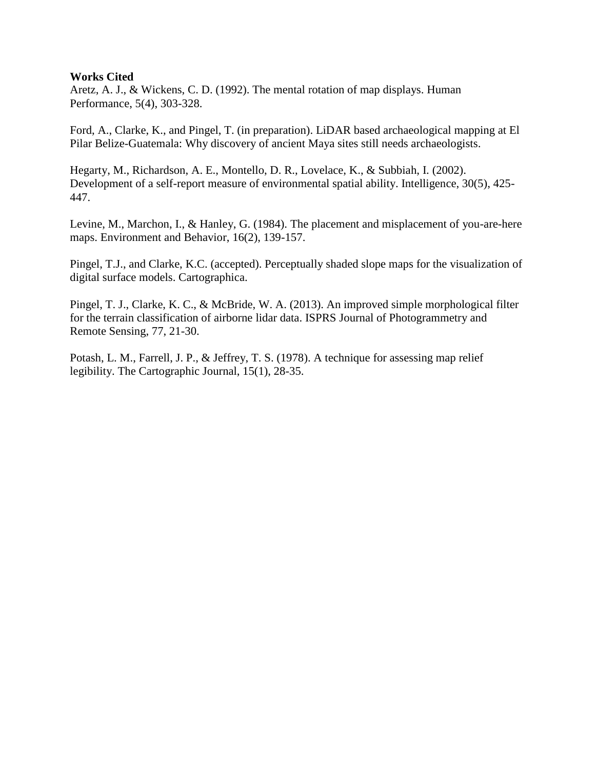**Works Cited**

Aretz, A. J., & Wickens, C. D. (1992). The mental rotation of map displays. Human Performance, 5(4), 303-328.

Ford, A., Clarke, K., and Pingel, T. (in preparation). LiDAR based archaeological mapping at El Pilar Belize-Guatemala: Why discovery of ancient Maya sites still needs archaeologists.

Hegarty, M., Richardson, A. E., Montello, D. R., Lovelace, K., & Subbiah, I. (2002). Development of a self-report measure of environmental spatial ability. Intelligence, 30(5), 425-447.

Levine, M., Marchon, I., & Hanley, G. (1984). The placement and misplacement of you-are-here maps. Environment and Behavior, 16(2), 139-157.

Pingel, T.J., and Clarke, K.C. (accepted). Perceptually shaded slope maps for the visualization of digital surface models. Cartographica.

Pingel, T. J., Clarke, K. C., & McBride, W. A. (2013). An improved simple morphological filter for the terrain classification of airborne lidar data. ISPRS Journal of Photogrammetry and Remote Sensing, 77, 21-30.

Potash, L. M., Farrell, J. P., & Jeffrey, T. S. (1978). A technique for assessing map relief legibility. The Cartographic Journal, 15(1), 28-35.